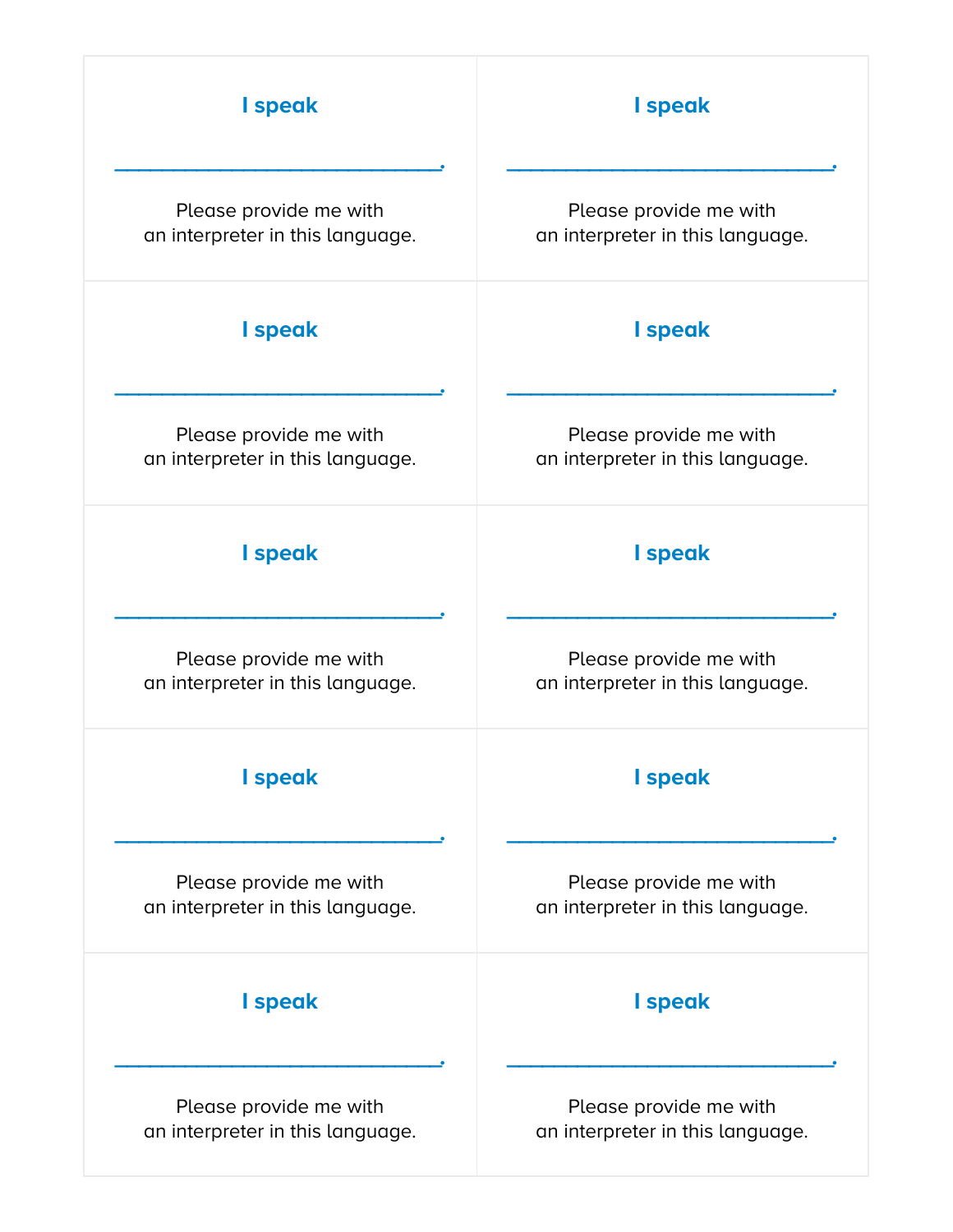**I speak**

\_\_\_\_\_\_\_\_\_\_\_\_\_\_\_\_\_\_\_\_\_\_\_\_\_\_\_\_\_\_.

Please provide me with an interpreter in this language.

**I speak**

\_\_\_\_\_\_\_\_\_\_\_\_\_\_\_\_\_\_\_\_\_\_\_\_\_\_\_\_\_\_.

Please provide me with an interpreter in this language.

**I speak**

\_\_\_\_\_\_\_\_\_\_\_\_\_\_\_\_\_\_\_\_\_\_\_\_\_\_\_\_\_\_.

Please provide me with an interpreter in this language.

**I speak**

\_\_\_\_\_\_\_\_\_\_\_\_\_\_\_\_\_\_\_\_\_\_\_\_\_\_\_\_\_\_.

Please provide me with an interpreter in this language.

**I speak**

\_\_\_\_\_\_\_\_\_\_\_\_\_\_\_\_\_\_\_\_\_\_\_\_\_\_\_\_\_\_.

Please provide me with an interpreter in this language.

**I speak**

\_\_\_\_\_\_\_\_\_\_\_\_\_\_\_\_\_\_\_\_\_\_\_\_\_\_\_\_\_\_.

Please provide me with an interpreter in this language.

**I speak**

\_\_\_\_\_\_\_\_\_\_\_\_\_\_\_\_\_\_\_\_\_\_\_\_\_\_\_\_\_\_.

Please provide me with an interpreter in this language.

**I speak**

\_\_\_\_\_\_\_\_\_\_\_\_\_\_\_\_\_\_\_\_\_\_\_\_\_\_\_\_\_\_.

Please provide me with an interpreter in this language.

**I speak**

\_\_\_\_\_\_\_\_\_\_\_\_\_\_\_\_\_\_\_\_\_\_\_\_\_\_\_\_\_\_.

Please provide me with an interpreter in this language.

**I speak**

\_\_\_\_\_\_\_\_\_\_\_\_\_\_\_\_\_\_\_\_\_\_\_\_\_\_\_\_\_\_.

Please provide me with an interpreter in this language.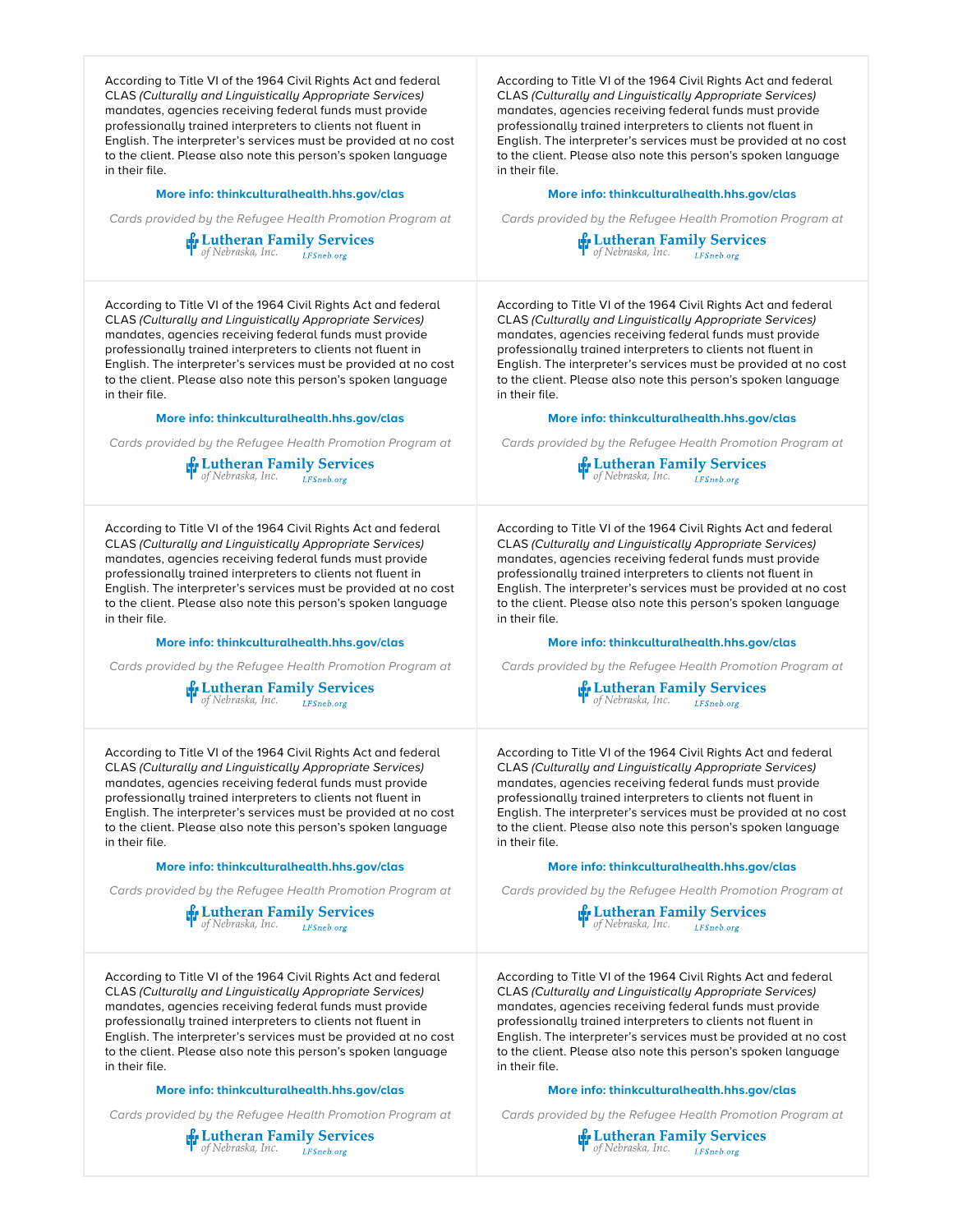According to Title VI of the 1964 Civil Rights Act and federal CLAS *(Culturally and Linguistically Appropriate Services)* mandates, agencies receiving federal funds must provide professionally trained interpreters to clients not fluent in English. The interpreter's services must be provided at no cost to the client. Please also note this person's spoken language in their file.

**More info: thinkculturalhealth.hhs.gov/clas**

*Cards provided by the Refugee Health Promotion Program at*

**Lutheran Family Services** *of Nebraska, Inc.* *LFSneb.org*

---

According to Title VI of the 1964 Civil Rights Act and federal CLAS *(Culturally and Linguistically Appropriate Services)* mandates, agencies receiving federal funds must provide professionally trained interpreters to clients not fluent in English. The interpreter's services must be provided at no cost to the client. Please also note this person's spoken language in their file.

**More info: thinkculturalhealth.hhs.gov/clas**

*Cards provided by the Refugee Health Promotion Program at*

**Lutheran Family Services** *of Nebraska, Inc.* *LFSneb.org*

---

According to Title VI of the 1964 Civil Rights Act and federal CLAS *(Culturally and Linguistically Appropriate Services)* mandates, agencies receiving federal funds must provide professionally trained interpreters to clients not fluent in English. The interpreter's services must be provided at no cost to the client. Please also note this person's spoken language in their file.

**More info: thinkculturalhealth.hhs.gov/clas**

*Cards provided by the Refugee Health Promotion Program at*

**Lutheran Family Services** *of Nebraska, Inc.* *LFSneb.org*

---

According to Title VI of the 1964 Civil Rights Act and federal CLAS *(Culturally and Linguistically Appropriate Services)* mandates, agencies receiving federal funds must provide professionally trained interpreters to clients not fluent in English. The interpreter's services must be provided at no cost to the client. Please also note this person's spoken language in their file.

**More info: thinkculturalhealth.hhs.gov/clas**

*Cards provided by the Refugee Health Promotion Program at*

**Lutheran Family Services** *of Nebraska, Inc.* *LFSneb.org*

---

According to Title VI of the 1964 Civil Rights Act and federal CLAS *(Culturally and Linguistically Appropriate Services)* mandates, agencies receiving federal funds must provide professionally trained interpreters to clients not fluent in English. The interpreter's services must be provided at no cost to the client. Please also note this person's spoken language in their file.

**More info: thinkculturalhealth.hhs.gov/clas**

*Cards provided by the Refugee Health Promotion Program at*

**Lutheran Family Services** *of Nebraska, Inc.* *LFSneb.org*

---

According to Title VI of the 1964 Civil Rights Act and federal CLAS *(Culturally and Linguistically Appropriate Services)* mandates, agencies receiving federal funds must provide professionally trained interpreters to clients not fluent in English. The interpreter's services must be provided at no cost to the client. Please also note this person's spoken language in their file.

**More info: thinkculturalhealth.hhs.gov/clas**

*Cards provided by the Refugee Health Promotion Program at*

**Lutheran Family Services** *of Nebraska, Inc.* *LFSneb.org*

---

According to Title VI of the 1964 Civil Rights Act and federal CLAS *(Culturally and Linguistically Appropriate Services)* mandates, agencies receiving federal funds must provide professionally trained interpreters to clients not fluent in English. The interpreter's services must be provided at no cost to the client. Please also note this person's spoken language in their file.

**More info: thinkculturalhealth.hhs.gov/clas**

*Cards provided by the Refugee Health Promotion Program at*

**Lutheran Family Services** *of Nebraska, Inc.* *LFSneb.org*

---

According to Title VI of the 1964 Civil Rights Act and federal CLAS *(Culturally and Linguistically Appropriate Services)* mandates, agencies receiving federal funds must provide professionally trained interpreters to clients not fluent in English. The interpreter's services must be provided at no cost to the client. Please also note this person's spoken language in their file.

**More info: thinkculturalhealth.hhs.gov/clas**

*Cards provided by the Refugee Health Promotion Program at*

**Lutheran Family Services** *of Nebraska, Inc.* *LFSneb.org*

---

According to Title VI of the 1964 Civil Rights Act and federal CLAS *(Culturally and Linguistically Appropriate Services)* mandates, agencies receiving federal funds must provide professionally trained interpreters to clients not fluent in English. The interpreter's services must be provided at no cost to the client. Please also note this person's spoken language in their file.

**More info: thinkculturalhealth.hhs.gov/clas**

*Cards provided by the Refugee Health Promotion Program at*

**Lutheran Family Services** *of Nebraska, Inc.* *LFSneb.org*

---

According to Title VI of the 1964 Civil Rights Act and federal CLAS *(Culturally and Linguistically Appropriate Services)* mandates, agencies receiving federal funds must provide professionally trained interpreters to clients not fluent in English. The interpreter's services must be provided at no cost to the client. Please also note this person's spoken language in their file.

**More info: thinkculturalhealth.hhs.gov/clas**

*Cards provided by the Refugee Health Promotion Program at*

**Lutheran Family Services** *of Nebraska, Inc.* *LFSneb.org*